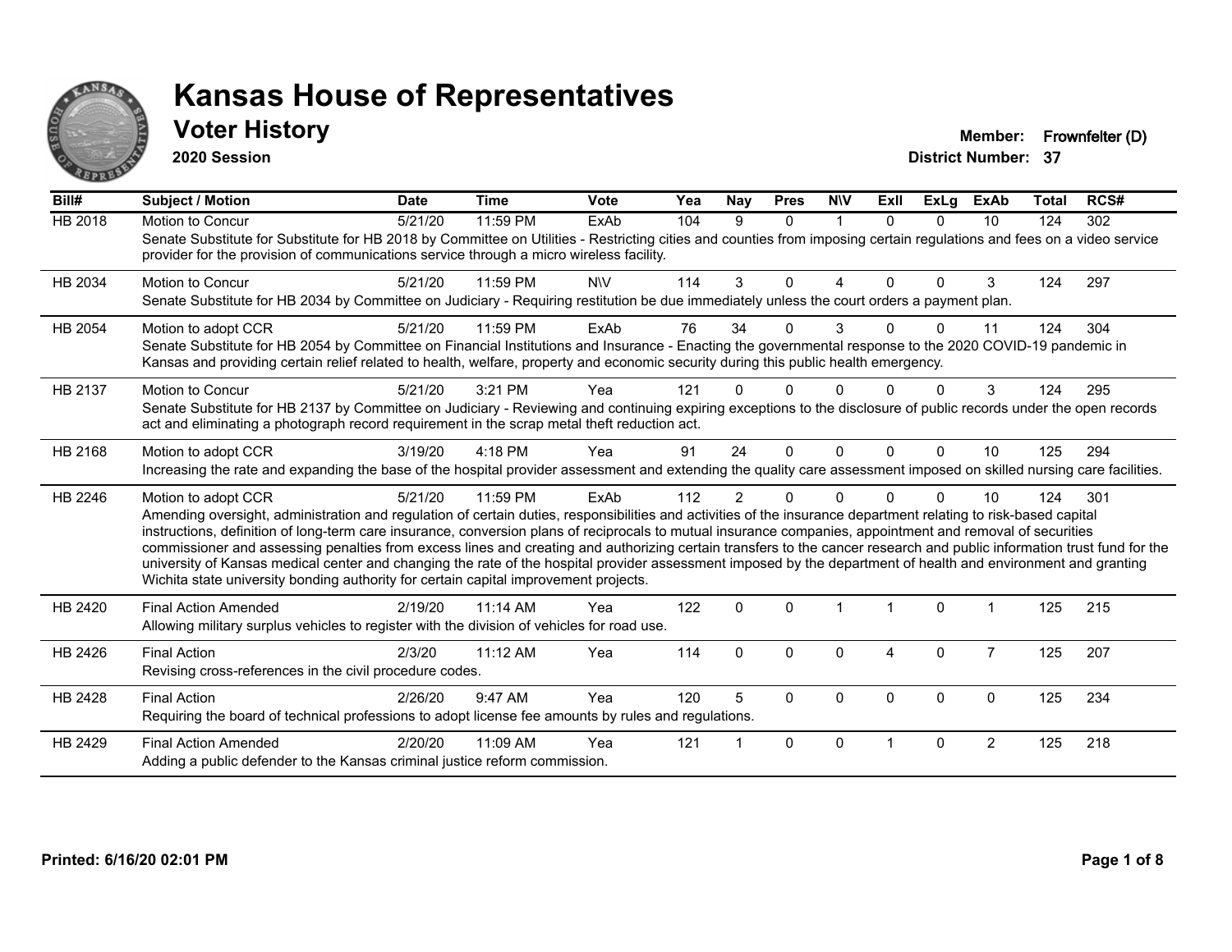# Kansas House of Representatives

## Voter History

**2020 Session**

**Member:** Frownfelter (D)
**District Number:** 37

| Bill# | Subject / Motion | Date | Time | Vote | Yea | Nay | Pres | N\V | ExIl | ExLg | ExAb | Total | RCS# |
|---|---|---|---|---|---|---|---|---|---|---|---|---|---|
| HB 2018 | Motion to Concur | 5/21/20 | 11:59 PM | ExAb | 104 | 9 | 0 | 1 | 0 | 0 | 10 | 124 | 302 |
| | Senate Substitute for Substitute for HB 2018 by Committee on Utilities - Restricting cities and counties from imposing certain regulations and fees on a video service provider for the provision of communications service through a micro wireless facility. | | | | | | | | | | | | |
| HB 2034 | Motion to Concur | 5/21/20 | 11:59 PM | N\V | 114 | 3 | 0 | 4 | 0 | 0 | 3 | 124 | 297 |
| | Senate Substitute for HB 2034 by Committee on Judiciary - Requiring restitution be due immediately unless the court orders a payment plan. | | | | | | | | | | | | |
| HB 2054 | Motion to adopt CCR | 5/21/20 | 11:59 PM | ExAb | 76 | 34 | 0 | 3 | 0 | 0 | 11 | 124 | 304 |
| | Senate Substitute for HB 2054 by Committee on Financial Institutions and Insurance - Enacting the governmental response to the 2020 COVID-19 pandemic in Kansas and providing certain relief related to health, welfare, property and economic security during this public health emergency. | | | | | | | | | | | | |
| HB 2137 | Motion to Concur | 5/21/20 | 3:21 PM | Yea | 121 | 0 | 0 | 0 | 0 | 0 | 3 | 124 | 295 |
| | Senate Substitute for HB 2137 by Committee on Judiciary - Reviewing and continuing expiring exceptions to the disclosure of public records under the open records act and eliminating a photograph record requirement in the scrap metal theft reduction act. | | | | | | | | | | | | |
| HB 2168 | Motion to adopt CCR | 3/19/20 | 4:18 PM | Yea | 91 | 24 | 0 | 0 | 0 | 0 | 10 | 125 | 294 |
| | Increasing the rate and expanding the base of the hospital provider assessment and extending the quality care assessment imposed on skilled nursing care facilities. | | | | | | | | | | | | |
| HB 2246 | Motion to adopt CCR | 5/21/20 | 11:59 PM | ExAb | 112 | 2 | 0 | 0 | 0 | 0 | 10 | 124 | 301 |
| | Amending oversight, administration and regulation of certain duties, responsibilities and activities of the insurance department relating to risk-based capital instructions, definition of long-term care insurance, conversion plans of reciprocals to mutual insurance companies, appointment and removal of securities commissioner and assessing penalties from excess lines and creating and authorizing certain transfers to the cancer research and public information trust fund for the university of Kansas medical center and changing the rate of the hospital provider assessment imposed by the department of health and environment and granting Wichita state university bonding authority for certain capital improvement projects. | | | | | | | | | | | | |
| HB 2420 | Final Action Amended | 2/19/20 | 11:14 AM | Yea | 122 | 0 | 0 | 1 | 1 | 0 | 1 | 125 | 215 |
| | Allowing military surplus vehicles to register with the division of vehicles for road use. | | | | | | | | | | | | |
| HB 2426 | Final Action | 2/3/20 | 11:12 AM | Yea | 114 | 0 | 0 | 0 | 4 | 0 | 7 | 125 | 207 |
| | Revising cross-references in the civil procedure codes. | | | | | | | | | | | | |
| HB 2428 | Final Action | 2/26/20 | 9:47 AM | Yea | 120 | 5 | 0 | 0 | 0 | 0 | 0 | 125 | 234 |
| | Requiring the board of technical professions to adopt license fee amounts by rules and regulations. | | | | | | | | | | | | |
| HB 2429 | Final Action Amended | 2/20/20 | 11:09 AM | Yea | 121 | 1 | 0 | 0 | 1 | 0 | 2 | 125 | 218 |
| | Adding a public defender to the Kansas criminal justice reform commission. | | | | | | | | | | | | |

**Printed: 6/16/20 02:01 PM**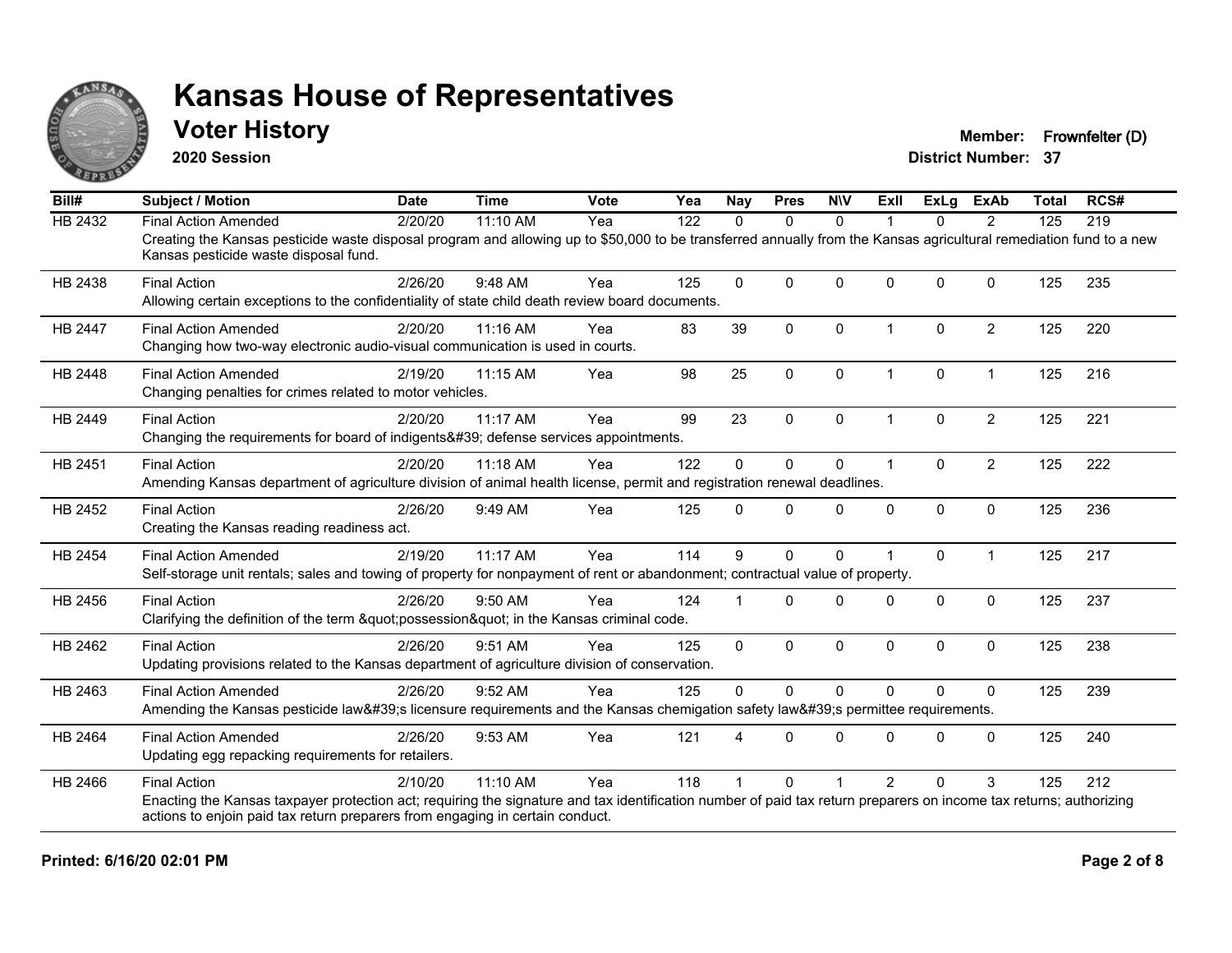# Kansas House of Representatives

## Voter History

**2020 Session**

**Member:** Frownfelter (D)
**District Number:** 37

| Bill# | Subject / Motion | Date | Time | Vote | Yea | Nay | Pres | N\V | ExII | ExLg | ExAb | Total | RCS# |
|---|---|---|---|---|---|---|---|---|---|---|---|---|---|
| HB 2432 | Final Action Amended | 2/20/20 | 11:10 AM | Yea | 122 | 0 | 0 | 0 | 1 | 0 | 2 | 125 | 219 |
| | Creating the Kansas pesticide waste disposal program and allowing up to $50,000 to be transferred annually from the Kansas agricultural remediation fund to a new Kansas pesticide waste disposal fund. | | | | | | | | | | | | |
| HB 2438 | Final Action | 2/26/20 | 9:48 AM | Yea | 125 | 0 | 0 | 0 | 0 | 0 | 0 | 125 | 235 |
| | Allowing certain exceptions to the confidentiality of state child death review board documents. | | | | | | | | | | | | |
| HB 2447 | Final Action Amended | 2/20/20 | 11:16 AM | Yea | 83 | 39 | 0 | 0 | 1 | 0 | 2 | 125 | 220 |
| | Changing how two-way electronic audio-visual communication is used in courts. | | | | | | | | | | | | |
| HB 2448 | Final Action Amended | 2/19/20 | 11:15 AM | Yea | 98 | 25 | 0 | 0 | 1 | 0 | 1 | 125 | 216 |
| | Changing penalties for crimes related to motor vehicles. | | | | | | | | | | | | |
| HB 2449 | Final Action | 2/20/20 | 11:17 AM | Yea | 99 | 23 | 0 | 0 | 1 | 0 | 2 | 125 | 221 |
| | Changing the requirements for board of indigents&#39; defense services appointments. | | | | | | | | | | | | |
| HB 2451 | Final Action | 2/20/20 | 11:18 AM | Yea | 122 | 0 | 0 | 0 | 1 | 0 | 2 | 125 | 222 |
| | Amending Kansas department of agriculture division of animal health license, permit and registration renewal deadlines. | | | | | | | | | | | | |
| HB 2452 | Final Action | 2/26/20 | 9:49 AM | Yea | 125 | 0 | 0 | 0 | 0 | 0 | 0 | 125 | 236 |
| | Creating the Kansas reading readiness act. | | | | | | | | | | | | |
| HB 2454 | Final Action Amended | 2/19/20 | 11:17 AM | Yea | 114 | 9 | 0 | 0 | 1 | 0 | 1 | 125 | 217 |
| | Self-storage unit rentals; sales and towing of property for nonpayment of rent or abandonment; contractual value of property. | | | | | | | | | | | | |
| HB 2456 | Final Action | 2/26/20 | 9:50 AM | Yea | 124 | 1 | 0 | 0 | 0 | 0 | 0 | 125 | 237 |
| | Clarifying the definition of the term &quot;possession&quot; in the Kansas criminal code. | | | | | | | | | | | | |
| HB 2462 | Final Action | 2/26/20 | 9:51 AM | Yea | 125 | 0 | 0 | 0 | 0 | 0 | 0 | 125 | 238 |
| | Updating provisions related to the Kansas department of agriculture division of conservation. | | | | | | | | | | | | |
| HB 2463 | Final Action Amended | 2/26/20 | 9:52 AM | Yea | 125 | 0 | 0 | 0 | 0 | 0 | 0 | 125 | 239 |
| | Amending the Kansas pesticide law&#39;s licensure requirements and the Kansas chemigation safety law&#39;s permittee requirements. | | | | | | | | | | | | |
| HB 2464 | Final Action Amended | 2/26/20 | 9:53 AM | Yea | 121 | 4 | 0 | 0 | 0 | 0 | 0 | 125 | 240 |
| | Updating egg repacking requirements for retailers. | | | | | | | | | | | | |
| HB 2466 | Final Action | 2/10/20 | 11:10 AM | Yea | 118 | 1 | 0 | 1 | 2 | 0 | 3 | 125 | 212 |
| | Enacting the Kansas taxpayer protection act; requiring the signature and tax identification number of paid tax return preparers on income tax returns; authorizing actions to enjoin paid tax return preparers from engaging in certain conduct. | | | | | | | | | | | | |

**Printed: 6/16/20 02:01 PM**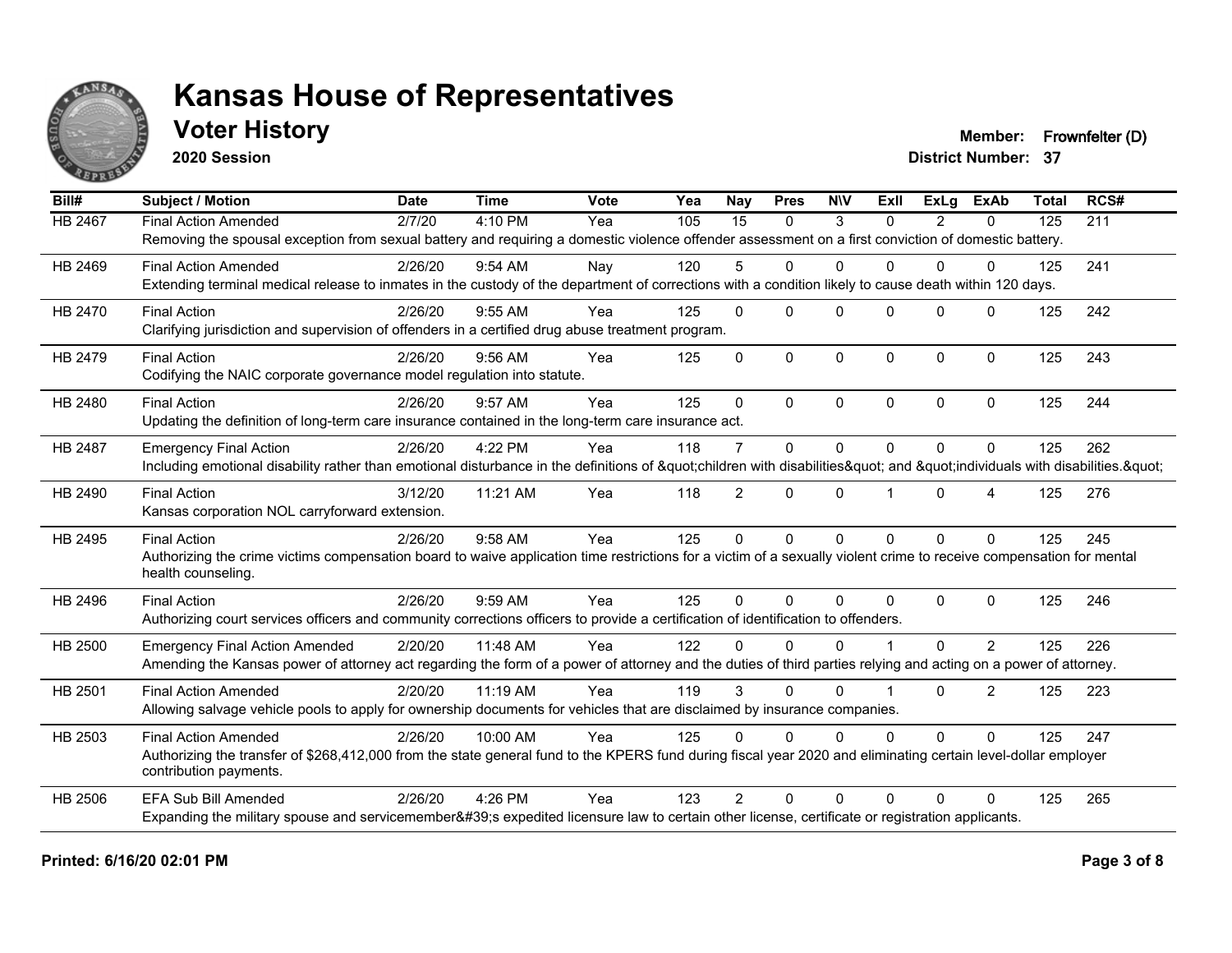# Kansas House of Representatives

## Voter History

**2020 Session**

**Member:** Frownfelter (D)
**District Number:** 37

| Bill# | Subject / Motion | Date | Time | Vote | Yea | Nay | Pres | N\V | ExII | ExLg | ExAb | Total | RCS# |
|---|---|---|---|---|---|---|---|---|---|---|---|---|---|
| HB 2467 | Final Action Amended | 2/7/20 | 4:10 PM | Yea | 105 | 15 | 0 | 3 | 0 | 2 | 0 | 125 | 211 |
| | Removing the spousal exception from sexual battery and requiring a domestic violence offender assessment on a first conviction of domestic battery. | | | | | | | | | | | | |
| HB 2469 | Final Action Amended | 2/26/20 | 9:54 AM | Nay | 120 | 5 | 0 | 0 | 0 | 0 | 0 | 125 | 241 |
| | Extending terminal medical release to inmates in the custody of the department of corrections with a condition likely to cause death within 120 days. | | | | | | | | | | | | |
| HB 2470 | Final Action | 2/26/20 | 9:55 AM | Yea | 125 | 0 | 0 | 0 | 0 | 0 | 0 | 125 | 242 |
| | Clarifying jurisdiction and supervision of offenders in a certified drug abuse treatment program. | | | | | | | | | | | | |
| HB 2479 | Final Action | 2/26/20 | 9:56 AM | Yea | 125 | 0 | 0 | 0 | 0 | 0 | 0 | 125 | 243 |
| | Codifying the NAIC corporate governance model regulation into statute. | | | | | | | | | | | | |
| HB 2480 | Final Action | 2/26/20 | 9:57 AM | Yea | 125 | 0 | 0 | 0 | 0 | 0 | 0 | 125 | 244 |
| | Updating the definition of long-term care insurance contained in the long-term care insurance act. | | | | | | | | | | | | |
| HB 2487 | Emergency Final Action | 2/26/20 | 4:22 PM | Yea | 118 | 7 | 0 | 0 | 0 | 0 | 0 | 125 | 262 |
| | Including emotional disability rather than emotional disturbance in the definitions of &quot;children with disabilities&quot; and &quot;individuals with disabilities.&quot; | | | | | | | | | | | | |
| HB 2490 | Final Action | 3/12/20 | 11:21 AM | Yea | 118 | 2 | 0 | 0 | 1 | 0 | 4 | 125 | 276 |
| | Kansas corporation NOL carryforward extension. | | | | | | | | | | | | |
| HB 2495 | Final Action | 2/26/20 | 9:58 AM | Yea | 125 | 0 | 0 | 0 | 0 | 0 | 0 | 125 | 245 |
| | Authorizing the crime victims compensation board to waive application time restrictions for a victim of a sexually violent crime to receive compensation for mental health counseling. | | | | | | | | | | | | |
| HB 2496 | Final Action | 2/26/20 | 9:59 AM | Yea | 125 | 0 | 0 | 0 | 0 | 0 | 0 | 125 | 246 |
| | Authorizing court services officers and community corrections officers to provide a certification of identification to offenders. | | | | | | | | | | | | |
| HB 2500 | Emergency Final Action Amended | 2/20/20 | 11:48 AM | Yea | 122 | 0 | 0 | 0 | 1 | 0 | 2 | 125 | 226 |
| | Amending the Kansas power of attorney act regarding the form of a power of attorney and the duties of third parties relying and acting on a power of attorney. | | | | | | | | | | | | |
| HB 2501 | Final Action Amended | 2/20/20 | 11:19 AM | Yea | 119 | 3 | 0 | 0 | 1 | 0 | 2 | 125 | 223 |
| | Allowing salvage vehicle pools to apply for ownership documents for vehicles that are disclaimed by insurance companies. | | | | | | | | | | | | |
| HB 2503 | Final Action Amended | 2/26/20 | 10:00 AM | Yea | 125 | 0 | 0 | 0 | 0 | 0 | 0 | 125 | 247 |
| | Authorizing the transfer of $268,412,000 from the state general fund to the KPERS fund during fiscal year 2020 and eliminating certain level-dollar employer contribution payments. | | | | | | | | | | | | |
| HB 2506 | EFA Sub Bill Amended | 2/26/20 | 4:26 PM | Yea | 123 | 2 | 0 | 0 | 0 | 0 | 0 | 125 | 265 |
| | Expanding the military spouse and servicemember&#39;s expedited licensure law to certain other license, certificate or registration applicants. | | | | | | | | | | | | |

**Printed: 6/16/20 02:01 PM**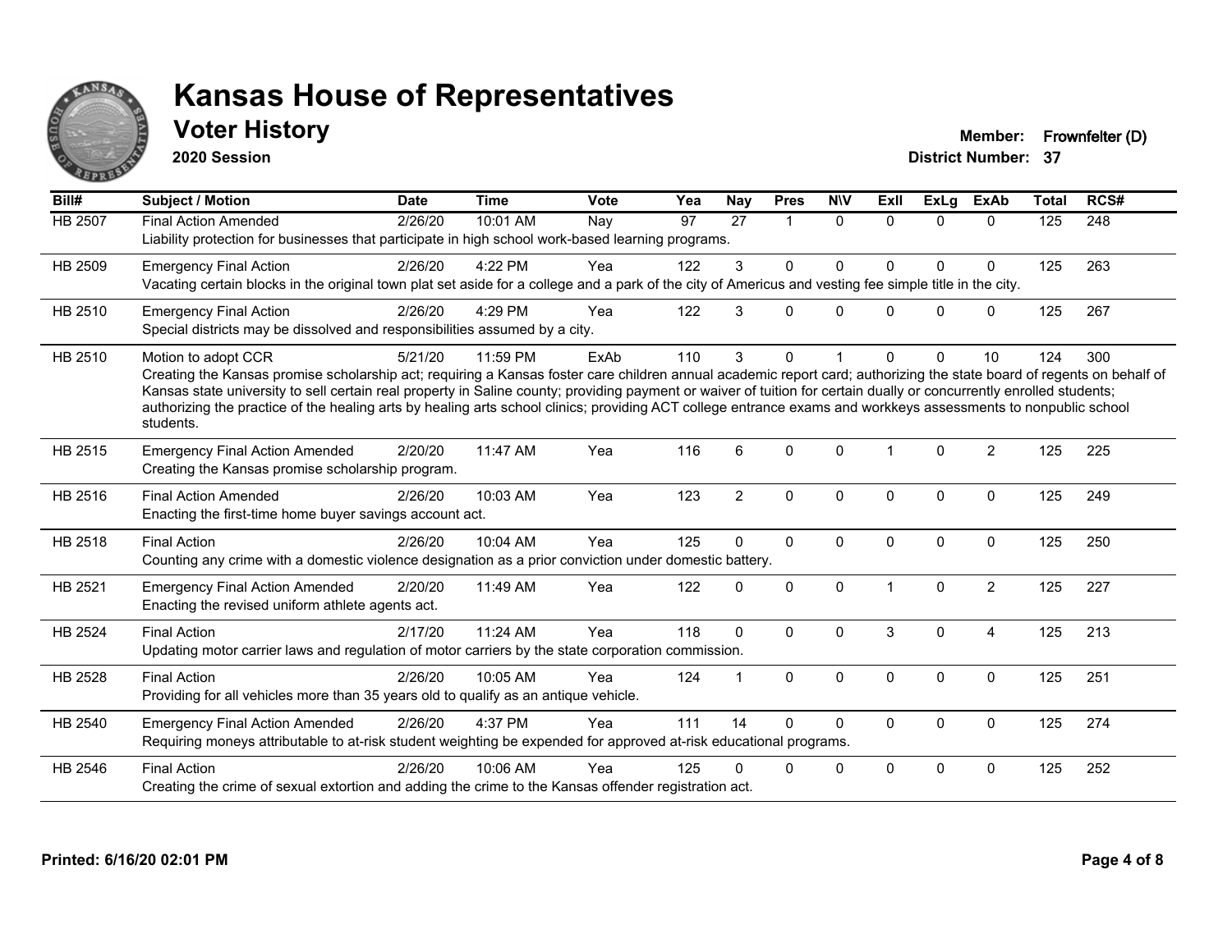# Kansas House of Representatives

## Voter History

**2020 Session**

**Member:** Frownfelter (D)
**District Number:** 37

| Bill# | Subject / Motion | Date | Time | Vote | Yea | Nay | Pres | N\V | ExII | ExLg | ExAb | Total | RCS# |
|---|---|---|---|---|---|---|---|---|---|---|---|---|---|
| HB 2507 | Final Action Amended | 2/26/20 | 10:01 AM | Nay | 97 | 27 | 1 | 0 | 0 | 0 | 0 | 125 | 248 |
| | Liability protection for businesses that participate in high school work-based learning programs. | | | | | | | | | | | | |
| HB 2509 | Emergency Final Action | 2/26/20 | 4:22 PM | Yea | 122 | 3 | 0 | 0 | 0 | 0 | 0 | 125 | 263 |
| | Vacating certain blocks in the original town plat set aside for a college and a park of the city of Americus and vesting fee simple title in the city. | | | | | | | | | | | | |
| HB 2510 | Emergency Final Action | 2/26/20 | 4:29 PM | Yea | 122 | 3 | 0 | 0 | 0 | 0 | 0 | 125 | 267 |
| | Special districts may be dissolved and responsibilities assumed by a city. | | | | | | | | | | | | |
| HB 2510 | Motion to adopt CCR | 5/21/20 | 11:59 PM | ExAb | 110 | 3 | 0 | 1 | 0 | 0 | 10 | 124 | 300 |
| | Creating the Kansas promise scholarship act; requiring a Kansas foster care children annual academic report card; authorizing the state board of regents on behalf of Kansas state university to sell certain real property in Saline county; providing payment or waiver of tuition for certain dually or concurrently enrolled students; authorizing the practice of the healing arts by healing arts school clinics; providing ACT college entrance exams and workkeys assessments to nonpublic school students. | | | | | | | | | | | | |
| HB 2515 | Emergency Final Action Amended | 2/20/20 | 11:47 AM | Yea | 116 | 6 | 0 | 0 | 1 | 0 | 2 | 125 | 225 |
| | Creating the Kansas promise scholarship program. | | | | | | | | | | | | |
| HB 2516 | Final Action Amended | 2/26/20 | 10:03 AM | Yea | 123 | 2 | 0 | 0 | 0 | 0 | 0 | 125 | 249 |
| | Enacting the first-time home buyer savings account act. | | | | | | | | | | | | |
| HB 2518 | Final Action | 2/26/20 | 10:04 AM | Yea | 125 | 0 | 0 | 0 | 0 | 0 | 0 | 125 | 250 |
| | Counting any crime with a domestic violence designation as a prior conviction under domestic battery. | | | | | | | | | | | | |
| HB 2521 | Emergency Final Action Amended | 2/20/20 | 11:49 AM | Yea | 122 | 0 | 0 | 0 | 1 | 0 | 2 | 125 | 227 |
| | Enacting the revised uniform athlete agents act. | | | | | | | | | | | | |
| HB 2524 | Final Action | 2/17/20 | 11:24 AM | Yea | 118 | 0 | 0 | 0 | 3 | 0 | 4 | 125 | 213 |
| | Updating motor carrier laws and regulation of motor carriers by the state corporation commission. | | | | | | | | | | | | |
| HB 2528 | Final Action | 2/26/20 | 10:05 AM | Yea | 124 | 1 | 0 | 0 | 0 | 0 | 0 | 125 | 251 |
| | Providing for all vehicles more than 35 years old to qualify as an antique vehicle. | | | | | | | | | | | | |
| HB 2540 | Emergency Final Action Amended | 2/26/20 | 4:37 PM | Yea | 111 | 14 | 0 | 0 | 0 | 0 | 0 | 125 | 274 |
| | Requiring moneys attributable to at-risk student weighting be expended for approved at-risk educational programs. | | | | | | | | | | | | |
| HB 2546 | Final Action | 2/26/20 | 10:06 AM | Yea | 125 | 0 | 0 | 0 | 0 | 0 | 0 | 125 | 252 |
| | Creating the crime of sexual extortion and adding the crime to the Kansas offender registration act. | | | | | | | | | | | | |

**Printed: 6/16/20 02:01 PM**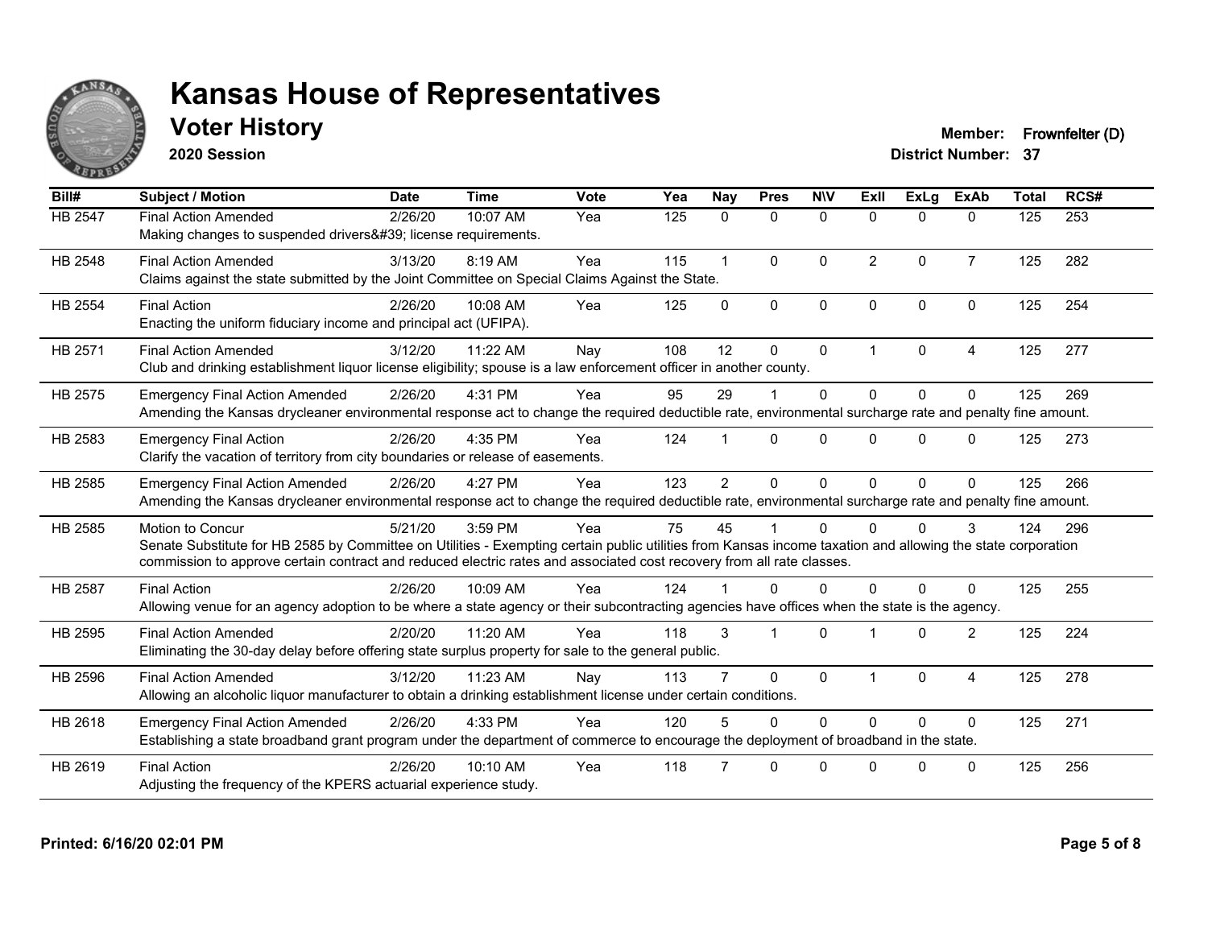# Kansas House of Representatives

## Voter History

**2020 Session**

**Member:** Frownfelter (D)
**District Number:** 37

| Bill# | Subject / Motion | Date | Time | Vote | Yea | Nay | Pres | N\V | ExII | ExLg | ExAb | Total | RCS# |
|---|---|---|---|---|---|---|---|---|---|---|---|---|---|
| HB 2547 | Final Action Amended | 2/26/20 | 10:07 AM | Yea | 125 | 0 | 0 | 0 | 0 | 0 | 0 | 125 | 253 |
| | Making changes to suspended drivers&#39; license requirements. | | | | | | | | | | | | |
| HB 2548 | Final Action Amended | 3/13/20 | 8:19 AM | Yea | 115 | 1 | 0 | 0 | 2 | 0 | 7 | 125 | 282 |
| | Claims against the state submitted by the Joint Committee on Special Claims Against the State. | | | | | | | | | | | | |
| HB 2554 | Final Action | 2/26/20 | 10:08 AM | Yea | 125 | 0 | 0 | 0 | 0 | 0 | 0 | 125 | 254 |
| | Enacting the uniform fiduciary income and principal act (UFIPA). | | | | | | | | | | | | |
| HB 2571 | Final Action Amended | 3/12/20 | 11:22 AM | Nay | 108 | 12 | 0 | 0 | 1 | 0 | 4 | 125 | 277 |
| | Club and drinking establishment liquor license eligibility; spouse is a law enforcement officer in another county. | | | | | | | | | | | | |
| HB 2575 | Emergency Final Action Amended | 2/26/20 | 4:31 PM | Yea | 95 | 29 | 1 | 0 | 0 | 0 | 0 | 125 | 269 |
| | Amending the Kansas drycleaner environmental response act to change the required deductible rate, environmental surcharge rate and penalty fine amount. | | | | | | | | | | | | |
| HB 2583 | Emergency Final Action | 2/26/20 | 4:35 PM | Yea | 124 | 1 | 0 | 0 | 0 | 0 | 0 | 125 | 273 |
| | Clarify the vacation of territory from city boundaries or release of easements. | | | | | | | | | | | | |
| HB 2585 | Emergency Final Action Amended | 2/26/20 | 4:27 PM | Yea | 123 | 2 | 0 | 0 | 0 | 0 | 0 | 125 | 266 |
| | Amending the Kansas drycleaner environmental response act to change the required deductible rate, environmental surcharge rate and penalty fine amount. | | | | | | | | | | | | |
| HB 2585 | Motion to Concur | 5/21/20 | 3:59 PM | Yea | 75 | 45 | 1 | 0 | 0 | 0 | 3 | 124 | 296 |
| | Senate Substitute for HB 2585 by Committee on Utilities - Exempting certain public utilities from Kansas income taxation and allowing the state corporation commission to approve certain contract and reduced electric rates and associated cost recovery from all rate classes. | | | | | | | | | | | | |
| HB 2587 | Final Action | 2/26/20 | 10:09 AM | Yea | 124 | 1 | 0 | 0 | 0 | 0 | 0 | 125 | 255 |
| | Allowing venue for an agency adoption to be where a state agency or their subcontracting agencies have offices when the state is the agency. | | | | | | | | | | | | |
| HB 2595 | Final Action Amended | 2/20/20 | 11:20 AM | Yea | 118 | 3 | 1 | 0 | 1 | 0 | 2 | 125 | 224 |
| | Eliminating the 30-day delay before offering state surplus property for sale to the general public. | | | | | | | | | | | | |
| HB 2596 | Final Action Amended | 3/12/20 | 11:23 AM | Nay | 113 | 7 | 0 | 0 | 1 | 0 | 4 | 125 | 278 |
| | Allowing an alcoholic liquor manufacturer to obtain a drinking establishment license under certain conditions. | | | | | | | | | | | | |
| HB 2618 | Emergency Final Action Amended | 2/26/20 | 4:33 PM | Yea | 120 | 5 | 0 | 0 | 0 | 0 | 0 | 125 | 271 |
| | Establishing a state broadband grant program under the department of commerce to encourage the deployment of broadband in the state. | | | | | | | | | | | | |
| HB 2619 | Final Action | 2/26/20 | 10:10 AM | Yea | 118 | 7 | 0 | 0 | 0 | 0 | 0 | 125 | 256 |
| | Adjusting the frequency of the KPERS actuarial experience study. | | | | | | | | | | | | |

Printed: 6/16/20 02:01 PM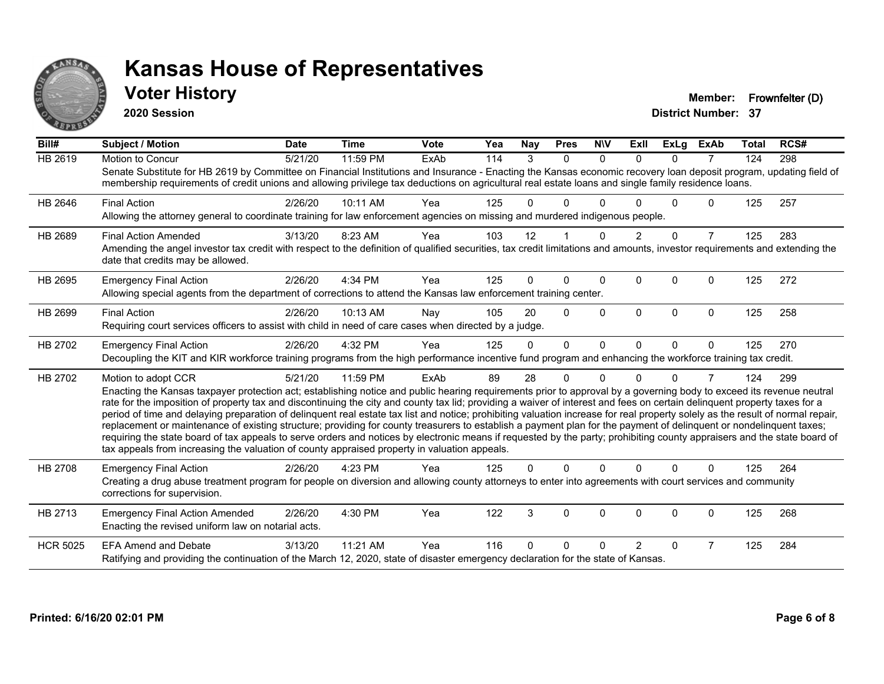# Kansas House of Representatives

## Voter History

**2020 Session**

**Member:** Frownfelter (D)
**District Number:** 37

| Bill# | Subject / Motion | Date | Time | Vote | Yea | Nay | Pres | N\V | ExII | ExLg | ExAb | Total | RCS# |
|---|---|---|---|---|---|---|---|---|---|---|---|---|---|
| HB 2619 | Motion to Concur | 5/21/20 | 11:59 PM | ExAb | 114 | 3 | 0 | 0 | 0 | 0 | 7 | 124 | 298 |
| | Senate Substitute for HB 2619 by Committee on Financial Institutions and Insurance - Enacting the Kansas economic recovery loan deposit program, updating field of membership requirements of credit unions and allowing privilege tax deductions on agricultural real estate loans and single family residence loans. | | | | | | | | | | | | |
| HB 2646 | Final Action | 2/26/20 | 10:11 AM | Yea | 125 | 0 | 0 | 0 | 0 | 0 | 0 | 125 | 257 |
| | Allowing the attorney general to coordinate training for law enforcement agencies on missing and murdered indigenous people. | | | | | | | | | | | | |
| HB 2689 | Final Action Amended | 3/13/20 | 8:23 AM | Yea | 103 | 12 | 1 | 0 | 2 | 0 | 7 | 125 | 283 |
| | Amending the angel investor tax credit with respect to the definition of qualified securities, tax credit limitations and amounts, investor requirements and extending the date that credits may be allowed. | | | | | | | | | | | | |
| HB 2695 | Emergency Final Action | 2/26/20 | 4:34 PM | Yea | 125 | 0 | 0 | 0 | 0 | 0 | 0 | 125 | 272 |
| | Allowing special agents from the department of corrections to attend the Kansas law enforcement training center. | | | | | | | | | | | | |
| HB 2699 | Final Action | 2/26/20 | 10:13 AM | Nay | 105 | 20 | 0 | 0 | 0 | 0 | 0 | 125 | 258 |
| | Requiring court services officers to assist with child in need of care cases when directed by a judge. | | | | | | | | | | | | |
| HB 2702 | Emergency Final Action | 2/26/20 | 4:32 PM | Yea | 125 | 0 | 0 | 0 | 0 | 0 | 0 | 125 | 270 |
| | Decoupling the KIT and KIR workforce training programs from the high performance incentive fund program and enhancing the workforce training tax credit. | | | | | | | | | | | | |
| HB 2702 | Motion to adopt CCR | 5/21/20 | 11:59 PM | ExAb | 89 | 28 | 0 | 0 | 0 | 0 | 7 | 124 | 299 |
| | Enacting the Kansas taxpayer protection act; establishing notice and public hearing requirements prior to approval by a governing body to exceed its revenue neutral rate for the imposition of property tax and discontinuing the city and county tax lid; providing a waiver of interest and fees on certain delinquent property taxes for a period of time and delaying preparation of delinquent real estate tax list and notice; prohibiting valuation increase for real property solely as the result of normal repair, replacement or maintenance of existing structure; providing for county treasurers to establish a payment plan for the payment of delinquent or nondelinquent taxes; requiring the state board of tax appeals to serve orders and notices by electronic means if requested by the party; prohibiting county appraisers and the state board of tax appeals from increasing the valuation of county appraised property in valuation appeals. | | | | | | | | | | | | |
| HB 2708 | Emergency Final Action | 2/26/20 | 4:23 PM | Yea | 125 | 0 | 0 | 0 | 0 | 0 | 0 | 125 | 264 |
| | Creating a drug abuse treatment program for people on diversion and allowing county attorneys to enter into agreements with court services and community corrections for supervision. | | | | | | | | | | | | |
| HB 2713 | Emergency Final Action Amended | 2/26/20 | 4:30 PM | Yea | 122 | 3 | 0 | 0 | 0 | 0 | 0 | 125 | 268 |
| | Enacting the revised uniform law on notarial acts. | | | | | | | | | | | | |
| HCR 5025 | EFA Amend and Debate | 3/13/20 | 11:21 AM | Yea | 116 | 0 | 0 | 0 | 2 | 0 | 7 | 125 | 284 |
| | Ratifying and providing the continuation of the March 12, 2020, state of disaster emergency declaration for the state of Kansas. | | | | | | | | | | | | |

**Printed: 6/16/20 02:01 PM**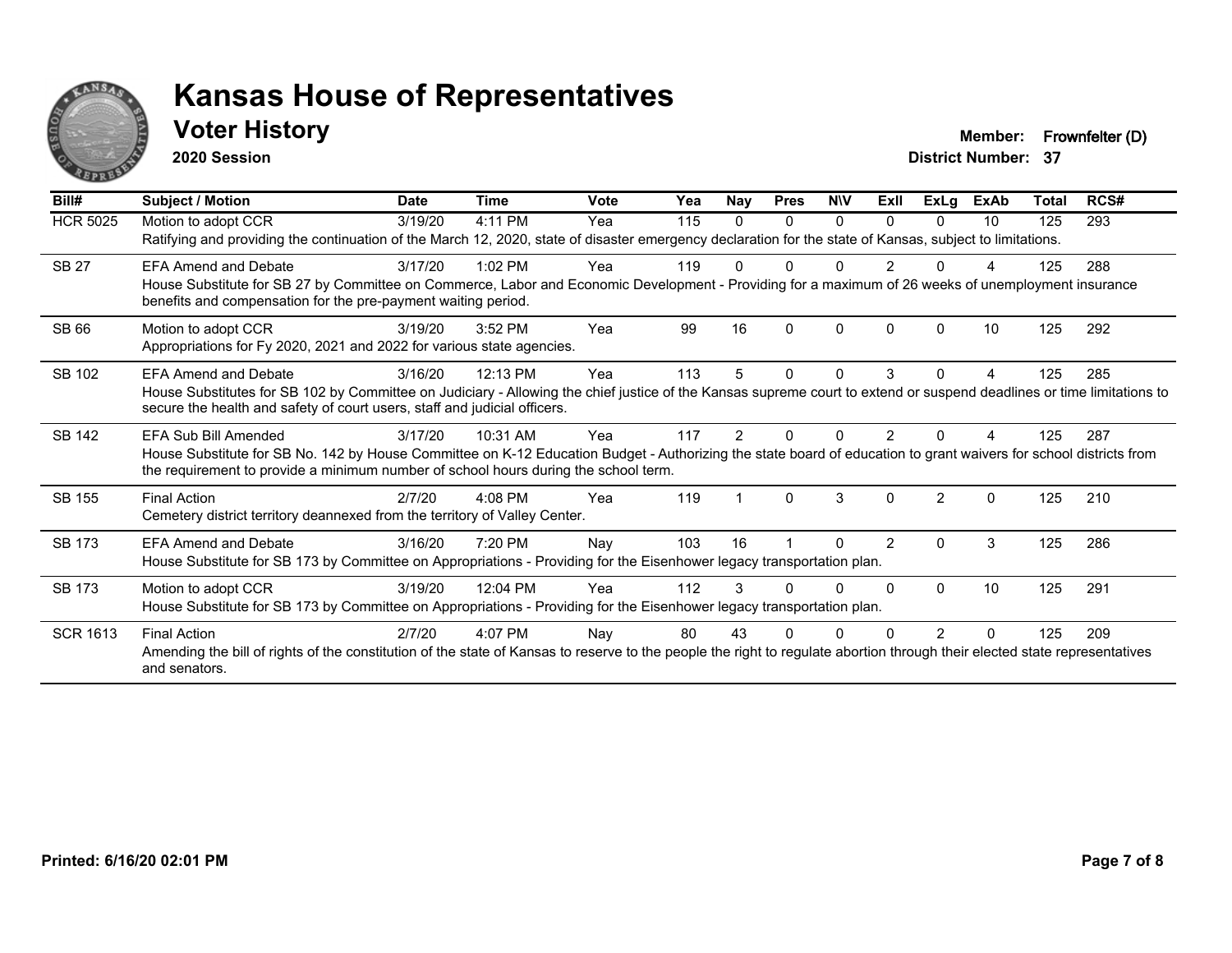# Kansas House of Representatives

## Voter History

**2020 Session**

**Member:** Frownfelter (D)
**District Number:** 37

| Bill# | Subject / Motion | Date | Time | Vote | Yea | Nay | Pres | N\V | ExII | ExLg | ExAb | Total | RCS# |
|---|---|---|---|---|---|---|---|---|---|---|---|---|---|
| HCR 5025 | Motion to adopt CCR | 3/19/20 | 4:11 PM | Yea | 115 | 0 | 0 | 0 | 0 | 0 | 10 | 125 | 293 |
| | Ratifying and providing the continuation of the March 12, 2020, state of disaster emergency declaration for the state of Kansas, subject to limitations. | | | | | | | | | | | | |
| SB 27 | EFA Amend and Debate | 3/17/20 | 1:02 PM | Yea | 119 | 0 | 0 | 0 | 2 | 0 | 4 | 125 | 288 |
| | House Substitute for SB 27 by Committee on Commerce, Labor and Economic Development - Providing for a maximum of 26 weeks of unemployment insurance benefits and compensation for the pre-payment waiting period. | | | | | | | | | | | | |
| SB 66 | Motion to adopt CCR | 3/19/20 | 3:52 PM | Yea | 99 | 16 | 0 | 0 | 0 | 0 | 10 | 125 | 292 |
| | Appropriations for Fy 2020, 2021 and 2022 for various state agencies. | | | | | | | | | | | | |
| SB 102 | EFA Amend and Debate | 3/16/20 | 12:13 PM | Yea | 113 | 5 | 0 | 0 | 3 | 0 | 4 | 125 | 285 |
| | House Substitutes for SB 102 by Committee on Judiciary - Allowing the chief justice of the Kansas supreme court to extend or suspend deadlines or time limitations to secure the health and safety of court users, staff and judicial officers. | | | | | | | | | | | | |
| SB 142 | EFA Sub Bill Amended | 3/17/20 | 10:31 AM | Yea | 117 | 2 | 0 | 0 | 2 | 0 | 4 | 125 | 287 |
| | House Substitute for SB No. 142 by House Committee on K-12 Education Budget - Authorizing the state board of education to grant waivers for school districts from the requirement to provide a minimum number of school hours during the school term. | | | | | | | | | | | | |
| SB 155 | Final Action | 2/7/20 | 4:08 PM | Yea | 119 | 1 | 0 | 3 | 0 | 2 | 0 | 125 | 210 |
| | Cemetery district territory deannexed from the territory of Valley Center. | | | | | | | | | | | | |
| SB 173 | EFA Amend and Debate | 3/16/20 | 7:20 PM | Nay | 103 | 16 | 1 | 0 | 2 | 0 | 3 | 125 | 286 |
| | House Substitute for SB 173 by Committee on Appropriations - Providing for the Eisenhower legacy transportation plan. | | | | | | | | | | | | |
| SB 173 | Motion to adopt CCR | 3/19/20 | 12:04 PM | Yea | 112 | 3 | 0 | 0 | 0 | 0 | 10 | 125 | 291 |
| | House Substitute for SB 173 by Committee on Appropriations - Providing for the Eisenhower legacy transportation plan. | | | | | | | | | | | | |
| SCR 1613 | Final Action | 2/7/20 | 4:07 PM | Nay | 80 | 43 | 0 | 0 | 0 | 2 | 0 | 125 | 209 |
| | Amending the bill of rights of the constitution of the state of Kansas to reserve to the people the right to regulate abortion through their elected state representatives and senators. | | | | | | | | | | | | |

Printed: 6/16/20 02:01 PM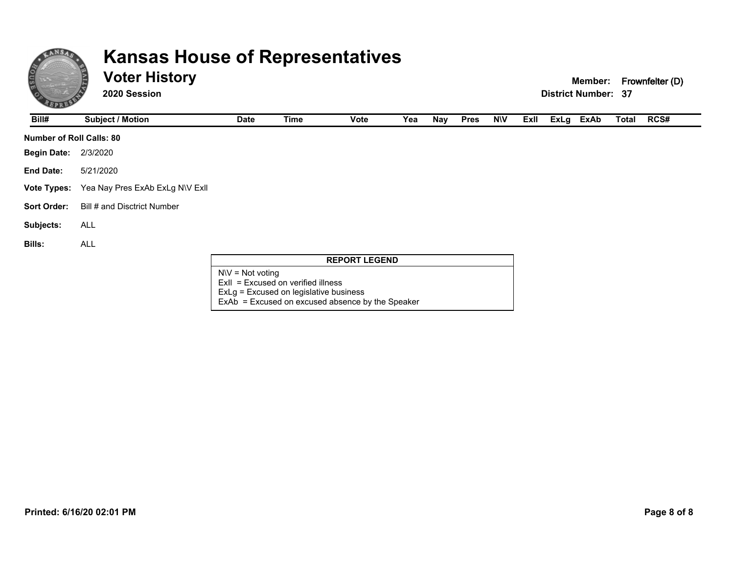# Kansas House of Representatives

## Voter History

**2020 Session**

**Member:** Frownfelter (D)
**District Number:** 37

| Bill# | Subject / Motion | Date | Time | Vote | Yea | Nay | Pres | N\V | ExIl | ExLg | ExAb | Total | RCS# |
|---|---|---|---|---|---|---|---|---|---|---|---|---|---|

**Number of Roll Calls: 80**

**Begin Date:** 2/3/2020

**End Date:** 5/21/2020

**Vote Types:** Yea Nay Pres ExAb ExLg N\V ExIl

**Sort Order:** Bill # and Disctrict Number

**Subjects:** ALL

**Bills:** ALL

| REPORT LEGEND |
|---|
| N\V = Not voting |
| ExIl = Excused on verified illness |
| ExLg = Excused on legislative business |
| ExAb = Excused on excused absence by the Speaker |

Printed: 6/16/20 02:01 PM